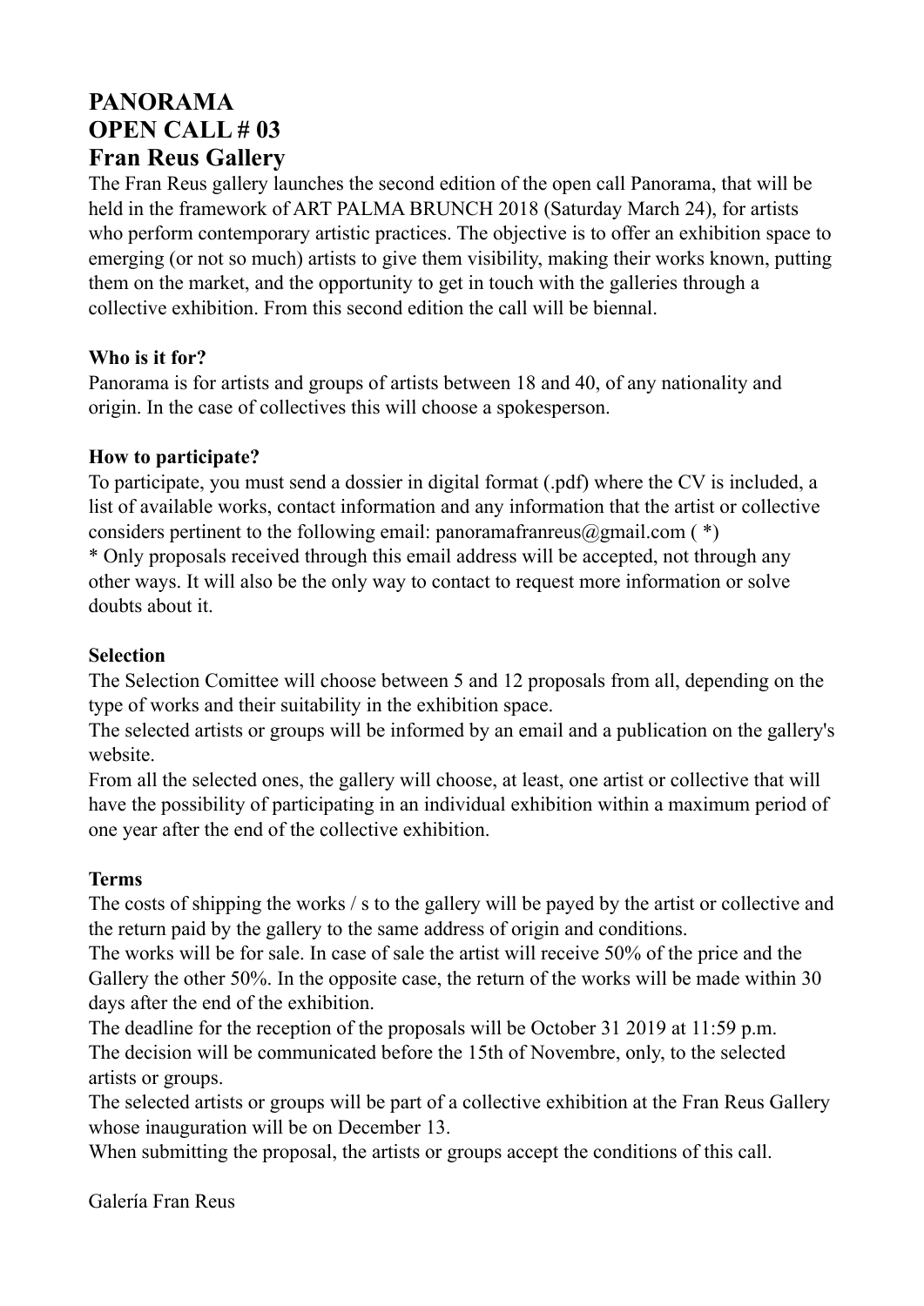# PANORAMA
# OPEN CALL # 03
# Fran Reus Gallery

The Fran Reus gallery launches the second edition of the open call Panorama, that will be held in the framework of ART PALMA BRUNCH 2018 (Saturday March 24), for artists who perform contemporary artistic practices. The objective is to offer an exhibition space to emerging (or not so much) artists to give them visibility, making their works known, putting them on the market, and the opportunity to get in touch with the galleries through a collective exhibition. From this second edition the call will be biennal.

**Who is it for?**

Panorama is for artists and groups of artists between 18 and 40, of any nationality and origin. In the case of collectives this will choose a spokesperson.

**How to participate?**

To participate, you must send a dossier in digital format (.pdf) where the CV is included, a list of available works, contact information and any information that the artist or collective considers pertinent to the following email: panoramafranreus@gmail.com ( *)

* Only proposals received through this email address will be accepted, not through any other ways. It will also be the only way to contact to request more information or solve doubts about it.

**Selection**

The Selection Comittee will choose between 5 and 12 proposals from all, depending on the type of works and their suitability in the exhibition space.

The selected artists or groups will be informed by an email and a publication on the gallery's website.

From all the selected ones, the gallery will choose, at least, one artist or collective that will have the possibility of participating in an individual exhibition within a maximum period of one year after the end of the collective exhibition.

**Terms**

The costs of shipping the works / s to the gallery will be payed by the artist or collective and the return paid by the gallery to the same address of origin and conditions.

The works will be for sale. In case of sale the artist will receive 50% of the price and the Gallery the other 50%. In the opposite case, the return of the works will be made within 30 days after the end of the exhibition.

The deadline for the reception of the proposals will be October 31 2019 at 11:59 p.m.

The decision will be communicated before the 15th of Novembre, only, to the selected artists or groups.

The selected artists or groups will be part of a collective exhibition at the Fran Reus Gallery whose inauguration will be on December 13.

When submitting the proposal, the artists or groups accept the conditions of this call.

Galería Fran Reus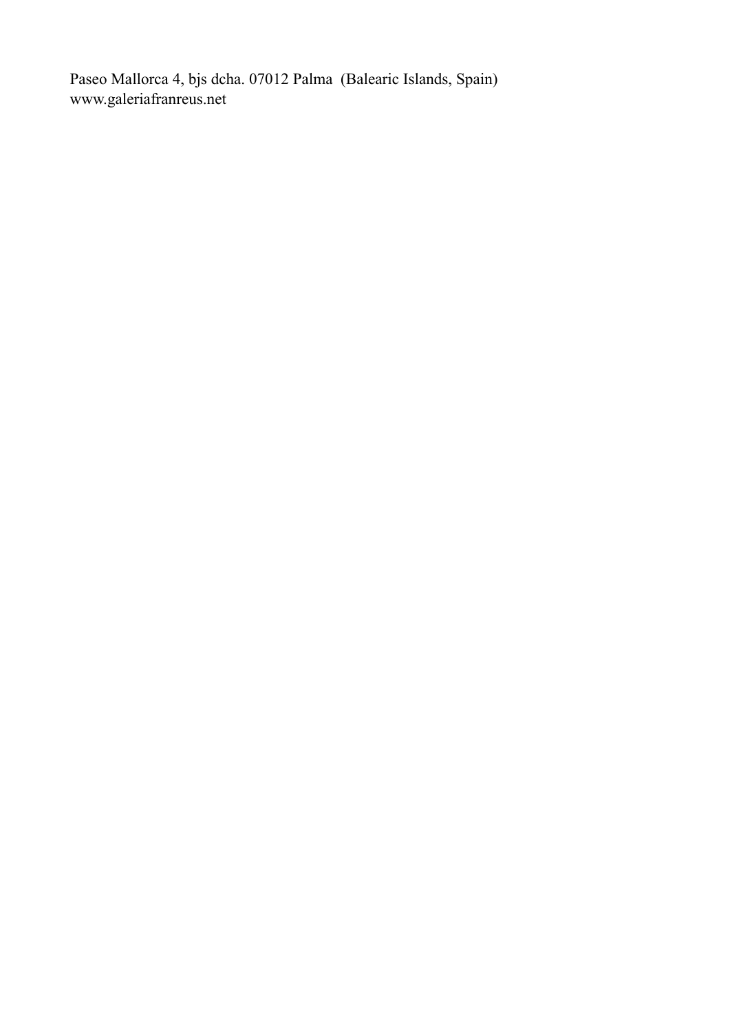Paseo Mallorca 4, bjs dcha. 07012 Palma  (Balearic Islands, Spain)
www.galeriafranreus.net